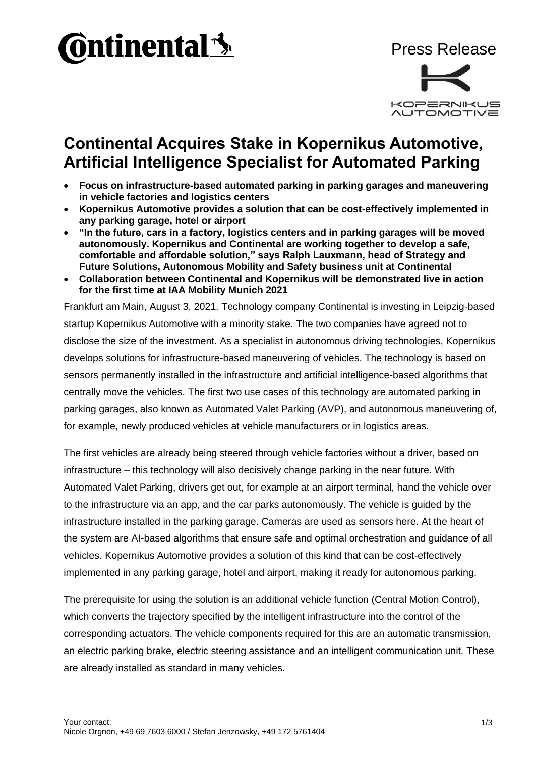Press Release

# Continental Acquires Stake in Kopernikus Automotive, Artificial Intelligence Specialist for Automated Parking

- **Focus on infrastructure-based automated parking in parking garages and maneuvering in vehicle factories and logistics centers**
- **Kopernikus Automotive provides a solution that can be cost-effectively implemented in any parking garage, hotel or airport**
- **"In the future, cars in a factory, logistics centers and in parking garages will be moved autonomously. Kopernikus and Continental are working together to develop a safe, comfortable and affordable solution," says Ralph Lauxmann, head of Strategy and Future Solutions, Autonomous Mobility and Safety business unit at Continental**
- **Collaboration between Continental and Kopernikus will be demonstrated live in action for the first time at IAA Mobility Munich 2021**

Frankfurt am Main, August 3, 2021. Technology company Continental is investing in Leipzig-based startup Kopernikus Automotive with a minority stake. The two companies have agreed not to disclose the size of the investment. As a specialist in autonomous driving technologies, Kopernikus develops solutions for infrastructure-based maneuvering of vehicles. The technology is based on sensors permanently installed in the infrastructure and artificial intelligence-based algorithms that centrally move the vehicles. The first two use cases of this technology are automated parking in parking garages, also known as Automated Valet Parking (AVP), and autonomous maneuvering of, for example, newly produced vehicles at vehicle manufacturers or in logistics areas.

The first vehicles are already being steered through vehicle factories without a driver, based on infrastructure – this technology will also decisively change parking in the near future. With Automated Valet Parking, drivers get out, for example at an airport terminal, hand the vehicle over to the infrastructure via an app, and the car parks autonomously. The vehicle is guided by the infrastructure installed in the parking garage. Cameras are used as sensors here. At the heart of the system are AI-based algorithms that ensure safe and optimal orchestration and guidance of all vehicles. Kopernikus Automotive provides a solution of this kind that can be cost-effectively implemented in any parking garage, hotel and airport, making it ready for autonomous parking.

The prerequisite for using the solution is an additional vehicle function (Central Motion Control), which converts the trajectory specified by the intelligent infrastructure into the control of the corresponding actuators. The vehicle components required for this are an automatic transmission, an electric parking brake, electric steering assistance and an intelligent communication unit. These are already installed as standard in many vehicles.

Your contact:
Nicole Orgnon, +49 69 7603 6000 / Stefan Jenzowsky, +49 172 5761404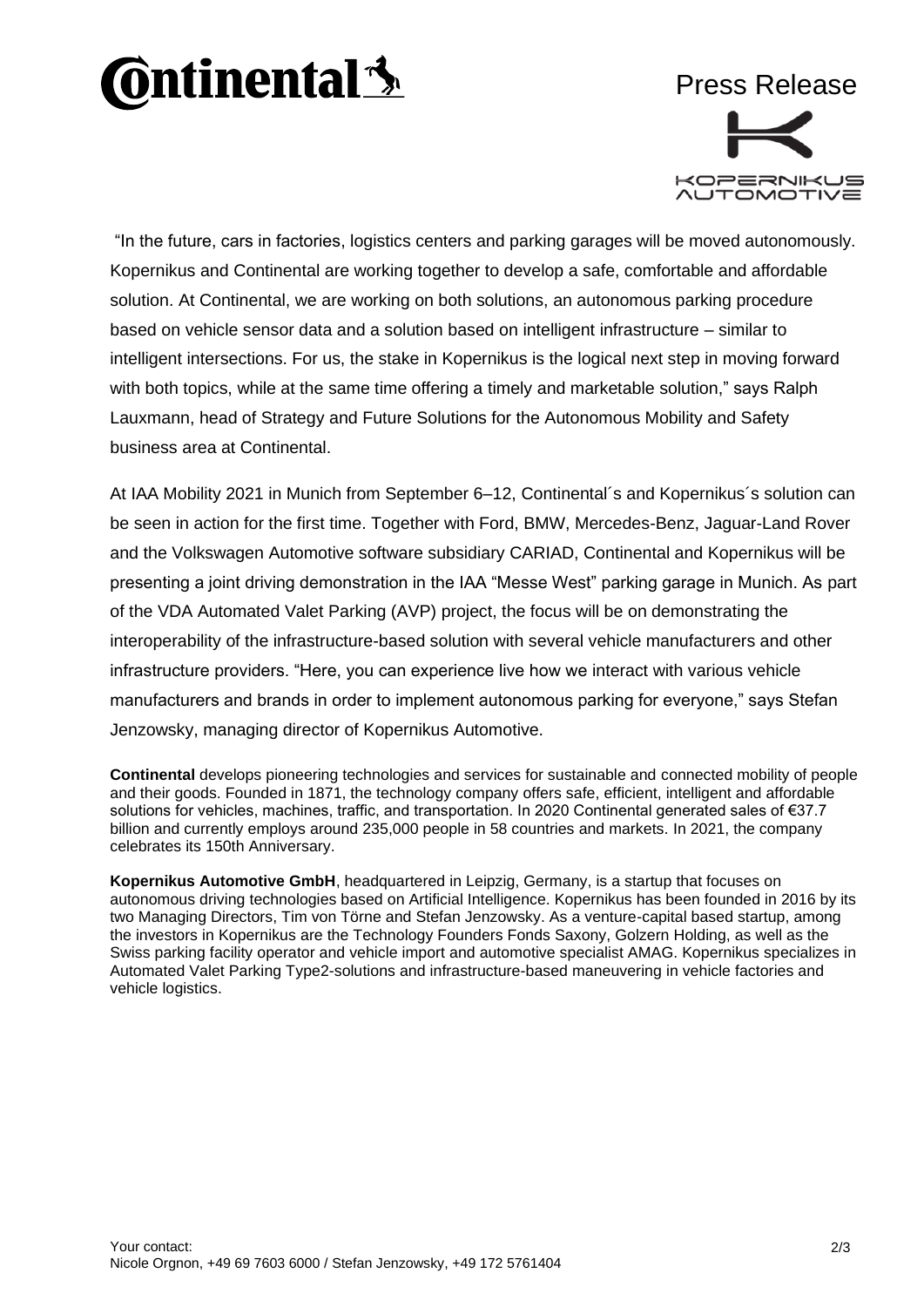"In the future, cars in factories, logistics centers and parking garages will be moved autonomously. Kopernikus and Continental are working together to develop a safe, comfortable and affordable solution. At Continental, we are working on both solutions, an autonomous parking procedure based on vehicle sensor data and a solution based on intelligent infrastructure – similar to intelligent intersections. For us, the stake in Kopernikus is the logical next step in moving forward with both topics, while at the same time offering a timely and marketable solution," says Ralph Lauxmann, head of Strategy and Future Solutions for the Autonomous Mobility and Safety business area at Continental.

At IAA Mobility 2021 in Munich from September 6–12, Continental´s and Kopernikus´s solution can be seen in action for the first time. Together with Ford, BMW, Mercedes-Benz, Jaguar-Land Rover and the Volkswagen Automotive software subsidiary CARIAD, Continental and Kopernikus will be presenting a joint driving demonstration in the IAA "Messe West" parking garage in Munich. As part of the VDA Automated Valet Parking (AVP) project, the focus will be on demonstrating the interoperability of the infrastructure-based solution with several vehicle manufacturers and other infrastructure providers. "Here, you can experience live how we interact with various vehicle manufacturers and brands in order to implement autonomous parking for everyone," says Stefan Jenzowsky, managing director of Kopernikus Automotive.

**Continental** develops pioneering technologies and services for sustainable and connected mobility of people and their goods. Founded in 1871, the technology company offers safe, efficient, intelligent and affordable solutions for vehicles, machines, traffic, and transportation. In 2020 Continental generated sales of €37.7 billion and currently employs around 235,000 people in 58 countries and markets. In 2021, the company celebrates its 150th Anniversary.

**Kopernikus Automotive GmbH**, headquartered in Leipzig, Germany, is a startup that focuses on autonomous driving technologies based on Artificial Intelligence. Kopernikus has been founded in 2016 by its two Managing Directors, Tim von Törne and Stefan Jenzowsky. As a venture-capital based startup, among the investors in Kopernikus are the Technology Founders Fonds Saxony, Golzern Holding, as well as the Swiss parking facility operator and vehicle import and automotive specialist AMAG. Kopernikus specializes in Automated Valet Parking Type2-solutions and infrastructure-based maneuvering in vehicle factories and vehicle logistics.

Your contact:
Nicole Orgnon, +49 69 7603 6000 / Stefan Jenzowsky, +49 172 5761404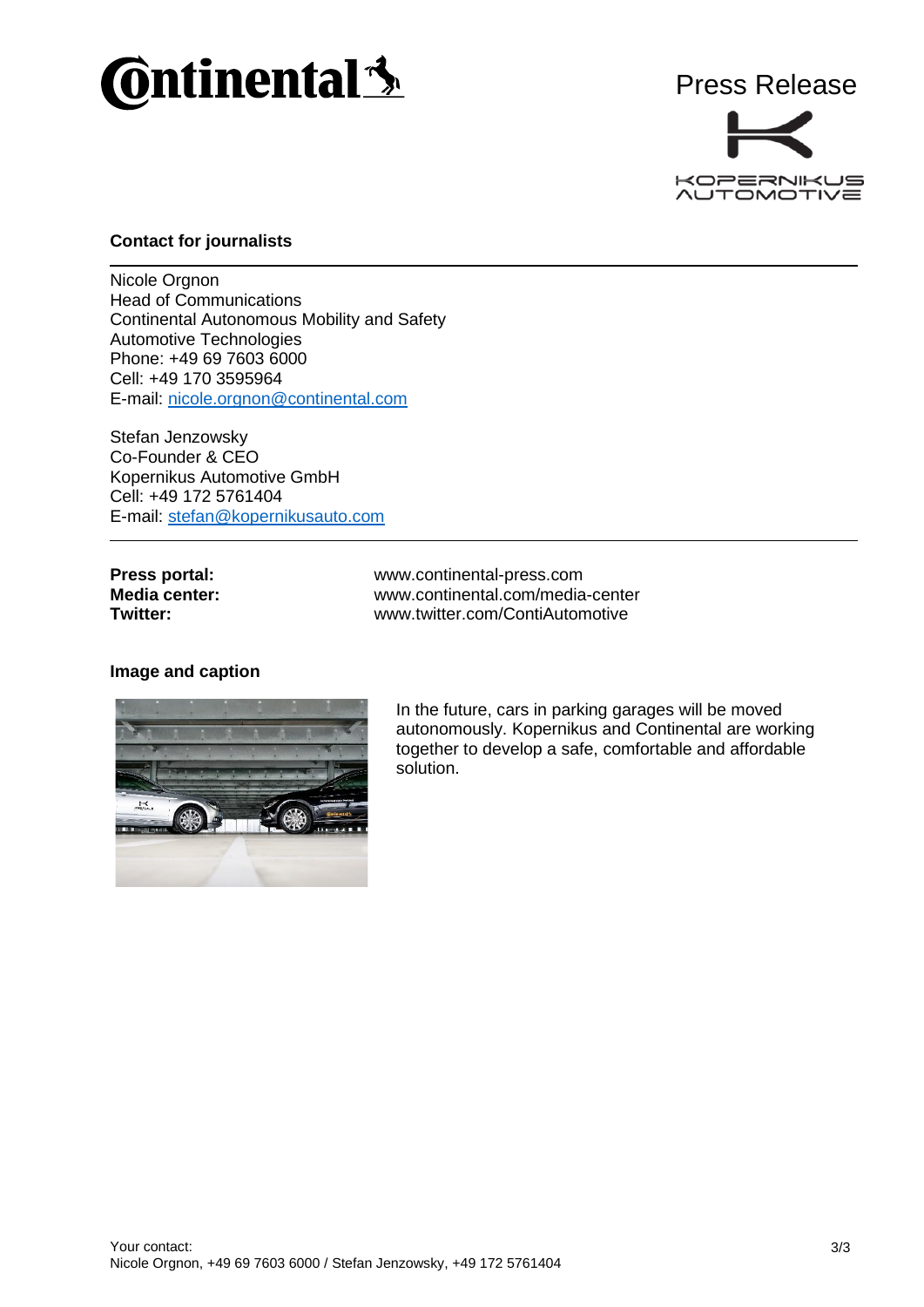Press Release

### Contact for journalists

Nicole Orgnon
Head of Communications
Continental Autonomous Mobility and Safety
Automotive Technologies
Phone: +49 69 7603 6000
Cell: +49 170 3595964
E-mail: nicole.orgnon@continental.com

Stefan Jenzowsky
Co-Founder & CEO
Kopernikus Automotive GmbH
Cell: +49 172 5761404
E-mail: stefan@kopernikusauto.com

**Press portal:** www.continental-press.com
**Media center:** www.continental.com/media-center
**Twitter:** www.twitter.com/ContiAutomotive

### Image and caption

In the future, cars in parking garages will be moved autonomously. Kopernikus and Continental are working together to develop a safe, comfortable and affordable solution.